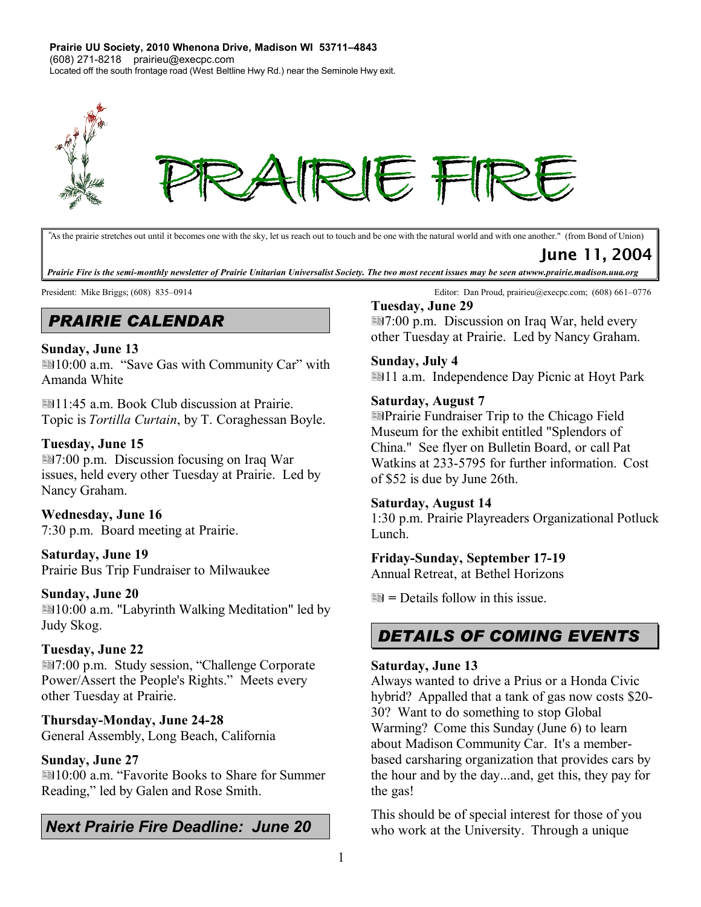**Prairie UU Society, 2010 Whenona Drive, Madison WI 53711–4843**
(608) 271-8218 prairieu@execpc.com
Located off the south frontage road (West Beltline Hwy Rd.) near the Seminole Hwy exit.

# PRAIRIE FIRE

"As the prairie stretches out until it becomes one with the sky, let us reach out to touch and be one with the natural world and with one another." (from Bond of Union)

**June 11, 2004**

***Prairie Fire is the semi-monthly newsletter of Prairie Unitarian Universalist Society. The two most recent issues may be seen atwww.prairie.madison.uua.org***

President: Mike Briggs; (608) 835–0914

Editor: Dan Proud, prairieu@execpc.com; (608) 661–0776

## *PRAIRIE CALENDAR*

**Sunday, June 13**
📰10:00 a.m. "Save Gas with Community Car" with Amanda White

📰11:45 a.m. Book Club discussion at Prairie. Topic is *Tortilla Curtain*, by T. Coraghessan Boyle.

**Tuesday, June 15**
📰7:00 p.m. Discussion focusing on Iraq War issues, held every other Tuesday at Prairie. Led by Nancy Graham.

**Wednesday, June 16**
7:30 p.m. Board meeting at Prairie.

**Saturday, June 19**
Prairie Bus Trip Fundraiser to Milwaukee

**Sunday, June 20**
📰10:00 a.m. "Labyrinth Walking Meditation" led by Judy Skog.

**Tuesday, June 22**
📰7:00 p.m. Study session, "Challenge Corporate Power/Assert the People's Rights." Meets every other Tuesday at Prairie.

**Thursday-Monday, June 24-28**
General Assembly, Long Beach, California

**Sunday, June 27**
📰10:00 a.m. "Favorite Books to Share for Summer Reading," led by Galen and Rose Smith.

**Tuesday, June 29**
📰7:00 p.m. Discussion on Iraq War, held every other Tuesday at Prairie. Led by Nancy Graham.

**Sunday, July 4**
📰11 a.m. Independence Day Picnic at Hoyt Park

**Saturday, August 7**
📰Prairie Fundraiser Trip to the Chicago Field Museum for the exhibit entitled "Splendors of China." See flyer on Bulletin Board, or call Pat Watkins at 233-5795 for further information. Cost of $52 is due by June 26th.

**Saturday, August 14**
1:30 p.m. Prairie Playreaders Organizational Potluck Lunch.

**Friday-Sunday, September 17-19**
Annual Retreat, at Bethel Horizons

📰 = Details follow in this issue.

## *Next Prairie Fire Deadline: June 20*

## *DETAILS OF COMING EVENTS*

**Saturday, June 13**
Always wanted to drive a Prius or a Honda Civic hybrid? Appalled that a tank of gas now costs $20-30? Want to do something to stop Global Warming? Come this Sunday (June 6) to learn about Madison Community Car. It's a member-based carsharing organization that provides cars by the hour and by the day...and, get this, they pay for the gas!

This should be of special interest for those of you who work at the University. Through a unique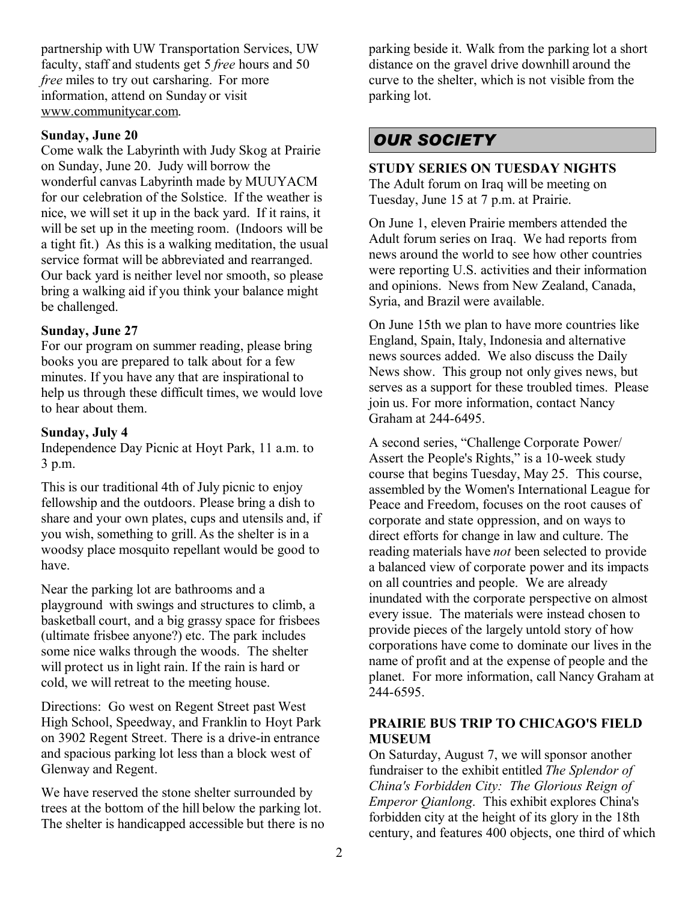partnership with UW Transportation Services, UW faculty, staff and students get 5 *free* hours and 50 *free* miles to try out carsharing. For more information, attend on Sunday or visit www.communitycar.com.

**Sunday, June 20**

Come walk the Labyrinth with Judy Skog at Prairie on Sunday, June 20. Judy will borrow the wonderful canvas Labyrinth made by MUUYACM for our celebration of the Solstice. If the weather is nice, we will set it up in the back yard. If it rains, it will be set up in the meeting room. (Indoors will be a tight fit.) As this is a walking meditation, the usual service format will be abbreviated and rearranged. Our back yard is neither level nor smooth, so please bring a walking aid if you think your balance might be challenged.

**Sunday, June 27**

For our program on summer reading, please bring books you are prepared to talk about for a few minutes. If you have any that are inspirational to help us through these difficult times, we would love to hear about them.

**Sunday, July 4**

Independence Day Picnic at Hoyt Park, 11 a.m. to 3 p.m.

This is our traditional 4th of July picnic to enjoy fellowship and the outdoors. Please bring a dish to share and your own plates, cups and utensils and, if you wish, something to grill. As the shelter is in a woodsy place mosquito repellant would be good to have.

Near the parking lot are bathrooms and a playground with swings and structures to climb, a basketball court, and a big grassy space for frisbees (ultimate frisbee anyone?) etc. The park includes some nice walks through the woods. The shelter will protect us in light rain. If the rain is hard or cold, we will retreat to the meeting house.

Directions: Go west on Regent Street past West High School, Speedway, and Franklin to Hoyt Park on 3902 Regent Street. There is a drive-in entrance and spacious parking lot less than a block west of Glenway and Regent.

We have reserved the stone shelter surrounded by trees at the bottom of the hill below the parking lot. The shelter is handicapped accessible but there is no parking beside it. Walk from the parking lot a short distance on the gravel drive downhill around the curve to the shelter, which is not visible from the parking lot.

## *OUR SOCIETY*

**STUDY SERIES ON TUESDAY NIGHTS**

The Adult forum on Iraq will be meeting on Tuesday, June 15 at 7 p.m. at Prairie.

On June 1, eleven Prairie members attended the Adult forum series on Iraq. We had reports from news around the world to see how other countries were reporting U.S. activities and their information and opinions. News from New Zealand, Canada, Syria, and Brazil were available.

On June 15th we plan to have more countries like England, Spain, Italy, Indonesia and alternative news sources added. We also discuss the Daily News show. This group not only gives news, but serves as a support for these troubled times. Please join us. For more information, contact Nancy Graham at 244-6495.

A second series, "Challenge Corporate Power/ Assert the People's Rights," is a 10-week study course that begins Tuesday, May 25. This course, assembled by the Women's International League for Peace and Freedom, focuses on the root causes of corporate and state oppression, and on ways to direct efforts for change in law and culture. The reading materials have *not* been selected to provide a balanced view of corporate power and its impacts on all countries and people. We are already inundated with the corporate perspective on almost every issue. The materials were instead chosen to provide pieces of the largely untold story of how corporations have come to dominate our lives in the name of profit and at the expense of people and the planet. For more information, call Nancy Graham at 244-6595.

**PRAIRIE BUS TRIP TO CHICAGO'S FIELD MUSEUM**

On Saturday, August 7, we will sponsor another fundraiser to the exhibit entitled *The Splendor of China's Forbidden City: The Glorious Reign of Emperor Qianlong*. This exhibit explores China's forbidden city at the height of its glory in the 18th century, and features 400 objects, one third of which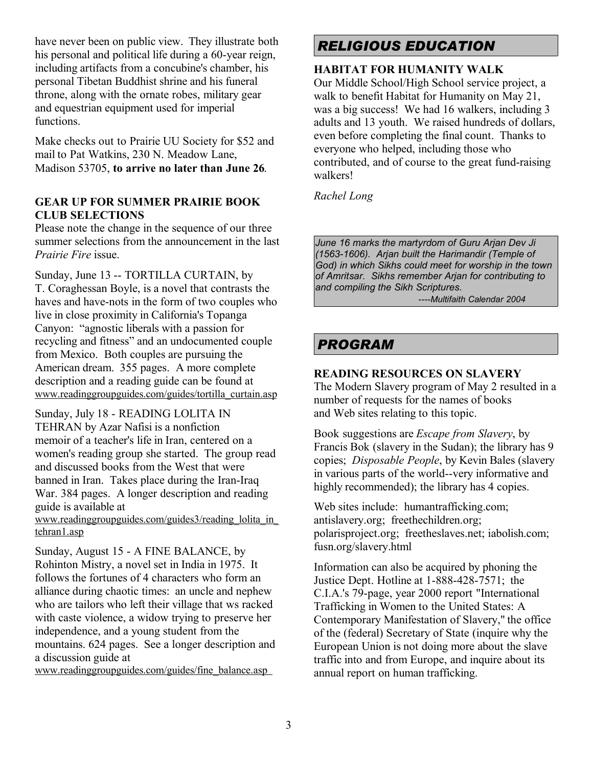have never been on public view. They illustrate both his personal and political life during a 60-year reign, including artifacts from a concubine's chamber, his personal Tibetan Buddhist shrine and his funeral throne, along with the ornate robes, military gear and equestrian equipment used for imperial functions.

Make checks out to Prairie UU Society for $52 and mail to Pat Watkins, 230 N. Meadow Lane, Madison 53705, **to arrive no later than June 26**.

**GEAR UP FOR SUMMER PRAIRIE BOOK CLUB SELECTIONS**

Please note the change in the sequence of our three summer selections from the announcement in the last *Prairie Fire* issue.

Sunday, June 13 -- TORTILLA CURTAIN, by T. Coraghessan Boyle, is a novel that contrasts the haves and have-nots in the form of two couples who live in close proximity in California's Topanga Canyon: "agnostic liberals with a passion for recycling and fitness" and an undocumented couple from Mexico. Both couples are pursuing the American dream. 355 pages. A more complete description and a reading guide can be found at www.readinggroupguides.com/guides/tortilla_curtain.asp

Sunday, July 18 - READING LOLITA IN TEHRAN by Azar Nafisi is a nonfiction memoir of a teacher's life in Iran, centered on a women's reading group she started. The group read and discussed books from the West that were banned in Iran. Takes place during the Iran-Iraq War. 384 pages. A longer description and reading guide is available at www.readinggroupguides.com/guides3/reading_lolita_in_tehran1.asp

Sunday, August 15 - A FINE BALANCE, by Rohinton Mistry, a novel set in India in 1975. It follows the fortunes of 4 characters who form an alliance during chaotic times: an uncle and nephew who are tailors who left their village that ws racked with caste violence, a widow trying to preserve her independence, and a young student from the mountains. 624 pages. See a longer description and a discussion guide at www.readinggroupguides.com/guides/fine_balance.asp

## RELIGIOUS EDUCATION

**HABITAT FOR HUMANITY WALK**

Our Middle School/High School service project, a walk to benefit Habitat for Humanity on May 21, was a big success! We had 16 walkers, including 3 adults and 13 youth. We raised hundreds of dollars, even before completing the final count. Thanks to everyone who helped, including those who contributed, and of course to the great fund-raising walkers!

*Rachel Long*

*June 16 marks the martyrdom of Guru Arjan Dev Ji (1563-1606). Arjan built the Harimandir (Temple of God) in which Sikhs could meet for worship in the town of Amritsar. Sikhs remember Arjan for contributing to and compiling the Sikh Scriptures.*

*----Multifaith Calendar 2004*

## PROGRAM

**READING RESOURCES ON SLAVERY**

The Modern Slavery program of May 2 resulted in a number of requests for the names of books and Web sites relating to this topic.

Book suggestions are *Escape from Slavery*, by Francis Bok (slavery in the Sudan); the library has 9 copies; *Disposable People*, by Kevin Bales (slavery in various parts of the world--very informative and highly recommended); the library has 4 copies.

Web sites include: humantrafficking.com; antislavery.org; freethechildren.org; polarisproject.org; freetheslaves.net; iabolish.com; fusn.org/slavery.html

Information can also be acquired by phoning the Justice Dept. Hotline at 1-888-428-7571; the C.I.A.'s 79-page, year 2000 report "International Trafficking in Women to the United States: A Contemporary Manifestation of Slavery," the office of the (federal) Secretary of State (inquire why the European Union is not doing more about the slave traffic into and from Europe, and inquire about its annual report on human trafficking.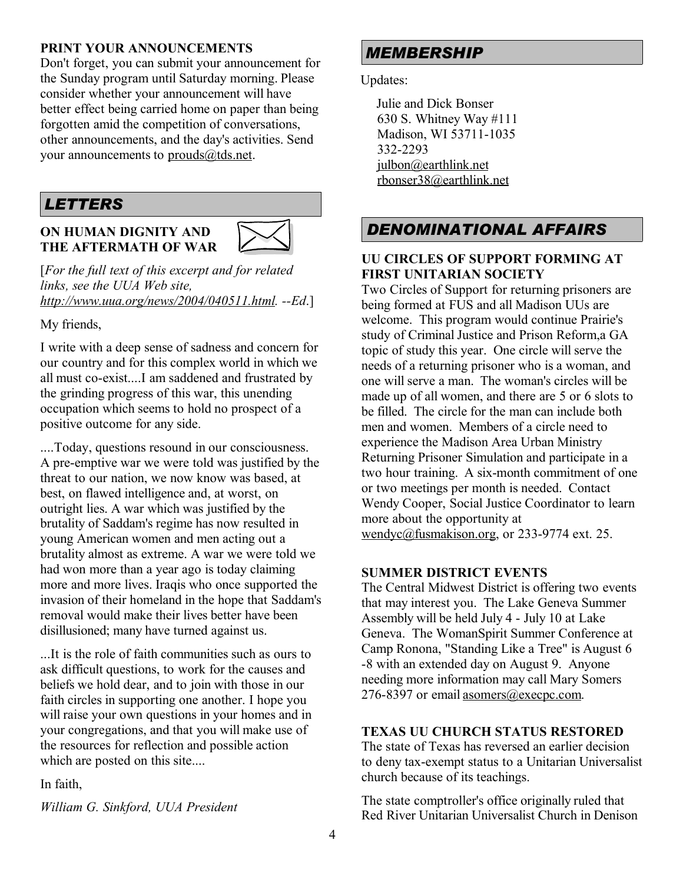**PRINT YOUR ANNOUNCEMENTS**

Don't forget, you can submit your announcement for the Sunday program until Saturday morning. Please consider whether your announcement will have better effect being carried home on paper than being forgotten amid the competition of conversations, other announcements, and the day's activities. Send your announcements to prouds@tds.net.

## *LETTERS*

### ON HUMAN DIGNITY AND THE AFTERMATH OF WAR

[*For the full text of this excerpt and for related links, see the UUA Web site, http://www.uua.org/news/2004/040511.html. --Ed.*]

My friends,

I write with a deep sense of sadness and concern for our country and for this complex world in which we all must co-exist....I am saddened and frustrated by the grinding progress of this war, this unending occupation which seems to hold no prospect of a positive outcome for any side.

....Today, questions resound in our consciousness. A pre-emptive war we were told was justified by the threat to our nation, we now know was based, at best, on flawed intelligence and, at worst, on outright lies. A war which was justified by the brutality of Saddam's regime has now resulted in young American women and men acting out a brutality almost as extreme. A war we were told we had won more than a year ago is today claiming more and more lives. Iraqis who once supported the invasion of their homeland in the hope that Saddam's removal would make their lives better have been disillusioned; many have turned against us.

...It is the role of faith communities such as ours to ask difficult questions, to work for the causes and beliefs we hold dear, and to join with those in our faith circles in supporting one another. I hope you will raise your own questions in your homes and in your congregations, and that you will make use of the resources for reflection and possible action which are posted on this site....

In faith,

*William G. Sinkford, UUA President*

## *MEMBERSHIP*

Updates:

Julie and Dick Bonser
630 S. Whitney Way #111
Madison, WI 53711-1035
332-2293
julbon@earthlink.net
rbonser38@earthlink.net

## *DENOMINATIONAL AFFAIRS*

### UU CIRCLES OF SUPPORT FORMING AT FIRST UNITARIAN SOCIETY

Two Circles of Support for returning prisoners are being formed at FUS and all Madison UUs are welcome. This program would continue Prairie's study of Criminal Justice and Prison Reform,a GA topic of study this year. One circle will serve the needs of a returning prisoner who is a woman, and one will serve a man. The woman's circles will be made up of all women, and there are 5 or 6 slots to be filled. The circle for the man can include both men and women. Members of a circle need to experience the Madison Area Urban Ministry Returning Prisoner Simulation and participate in a two hour training. A six-month commitment of one or two meetings per month is needed. Contact Wendy Cooper, Social Justice Coordinator to learn more about the opportunity at wendyc@fusmakison.org, or 233-9774 ext. 25.

### SUMMER DISTRICT EVENTS

The Central Midwest District is offering two events that may interest you. The Lake Geneva Summer Assembly will be held July 4 - July 10 at Lake Geneva. The WomanSpirit Summer Conference at Camp Ronona, "Standing Like a Tree" is August 6 -8 with an extended day on August 9. Anyone needing more information may call Mary Somers 276-8397 or email asomers@execpc.com.

### TEXAS UU CHURCH STATUS RESTORED

The state of Texas has reversed an earlier decision to deny tax-exempt status to a Unitarian Universalist church because of its teachings.

The state comptroller's office originally ruled that Red River Unitarian Universalist Church in Denison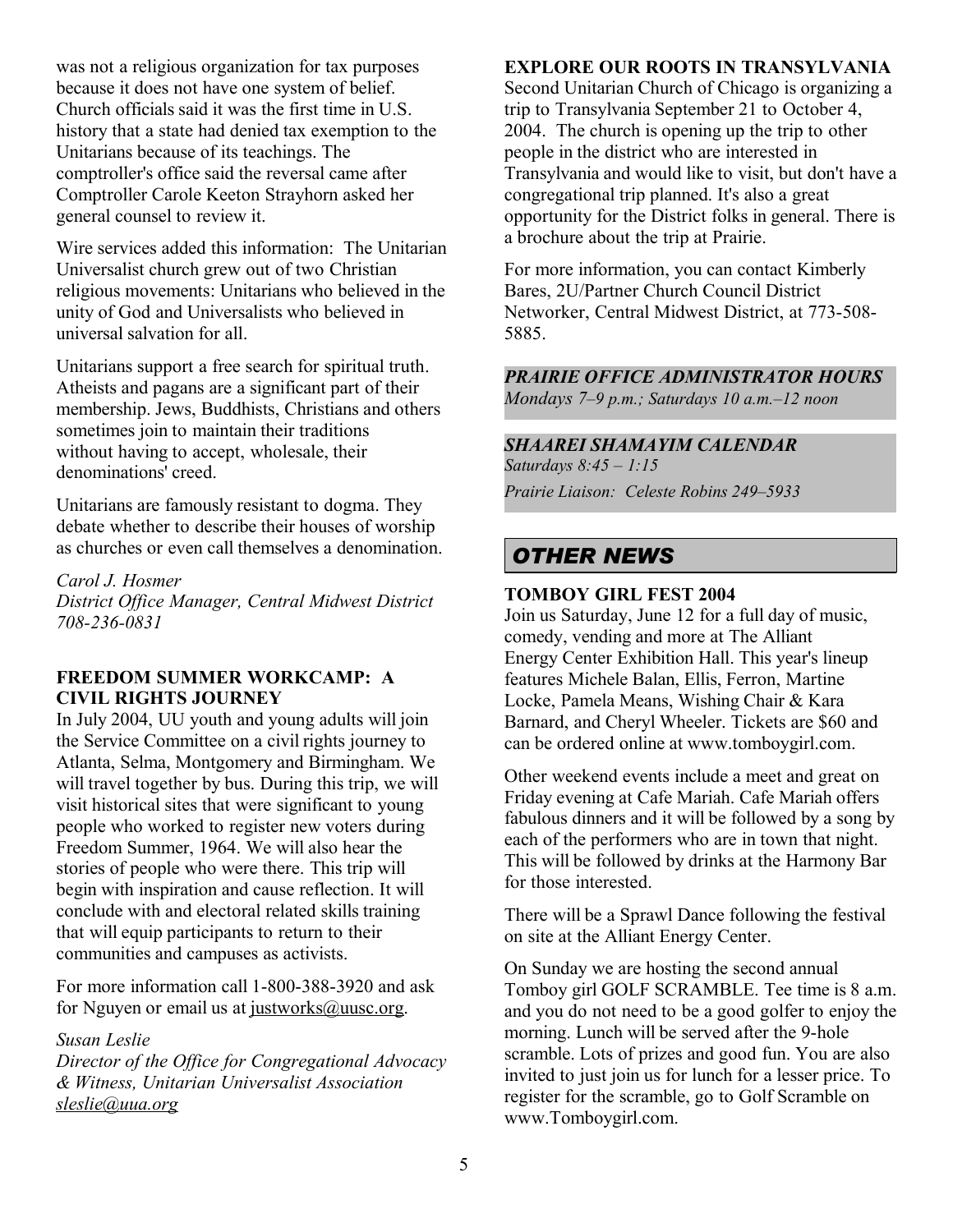was not a religious organization for tax purposes because it does not have one system of belief. Church officials said it was the first time in U.S. history that a state had denied tax exemption to the Unitarians because of its teachings. The comptroller's office said the reversal came after Comptroller Carole Keeton Strayhorn asked her general counsel to review it.

Wire services added this information: The Unitarian Universalist church grew out of two Christian religious movements: Unitarians who believed in the unity of God and Universalists who believed in universal salvation for all.

Unitarians support a free search for spiritual truth. Atheists and pagans are a significant part of their membership. Jews, Buddhists, Christians and others sometimes join to maintain their traditions without having to accept, wholesale, their denominations' creed.

Unitarians are famously resistant to dogma. They debate whether to describe their houses of worship as churches or even call themselves a denomination.

*Carol J. Hosmer*
*District Office Manager, Central Midwest District*
*708-236-0831*

**FREEDOM SUMMER WORKCAMP: A CIVIL RIGHTS JOURNEY**

In July 2004, UU youth and young adults will join the Service Committee on a civil rights journey to Atlanta, Selma, Montgomery and Birmingham. We will travel together by bus. During this trip, we will visit historical sites that were significant to young people who worked to register new voters during Freedom Summer, 1964. We will also hear the stories of people who were there. This trip will begin with inspiration and cause reflection. It will conclude with and electoral related skills training that will equip participants to return to their communities and campuses as activists.

For more information call 1-800-388-3920 and ask for Nguyen or email us at justworks@uusc.org.

*Susan Leslie*
*Director of the Office for Congregational Advocacy & Witness, Unitarian Universalist Association*
*sleslie@uua.org*

**EXPLORE OUR ROOTS IN TRANSYLVANIA**

Second Unitarian Church of Chicago is organizing a trip to Transylvania September 21 to October 4, 2004. The church is opening up the trip to other people in the district who are interested in Transylvania and would like to visit, but don't have a congregational trip planned. It's also a great opportunity for the District folks in general. There is a brochure about the trip at Prairie.

For more information, you can contact Kimberly Bares, 2U/Partner Church Council District Networker, Central Midwest District, at 773-508-5885.

***PRAIRIE OFFICE ADMINISTRATOR HOURS***

*Mondays 7–9 p.m.; Saturdays 10 a.m.–12 noon*

***SHAAREI SHAMAYIM CALENDAR***

*Saturdays 8:45 – 1:15*

*Prairie Liaison: Celeste Robins 249–5933*

## *OTHER NEWS*

**TOMBOY GIRL FEST 2004**

Join us Saturday, June 12 for a full day of music, comedy, vending and more at The Alliant Energy Center Exhibition Hall. This year's lineup features Michele Balan, Ellis, Ferron, Martine Locke, Pamela Means, Wishing Chair & Kara Barnard, and Cheryl Wheeler. Tickets are $60 and can be ordered online at www.tomboygirl.com.

Other weekend events include a meet and great on Friday evening at Cafe Mariah. Cafe Mariah offers fabulous dinners and it will be followed by a song by each of the performers who are in town that night. This will be followed by drinks at the Harmony Bar for those interested.

There will be a Sprawl Dance following the festival on site at the Alliant Energy Center.

On Sunday we are hosting the second annual Tomboy girl GOLF SCRAMBLE. Tee time is 8 a.m. and you do not need to be a good golfer to enjoy the morning. Lunch will be served after the 9-hole scramble. Lots of prizes and good fun. You are also invited to just join us for lunch for a lesser price. To register for the scramble, go to Golf Scramble on www.Tomboygirl.com.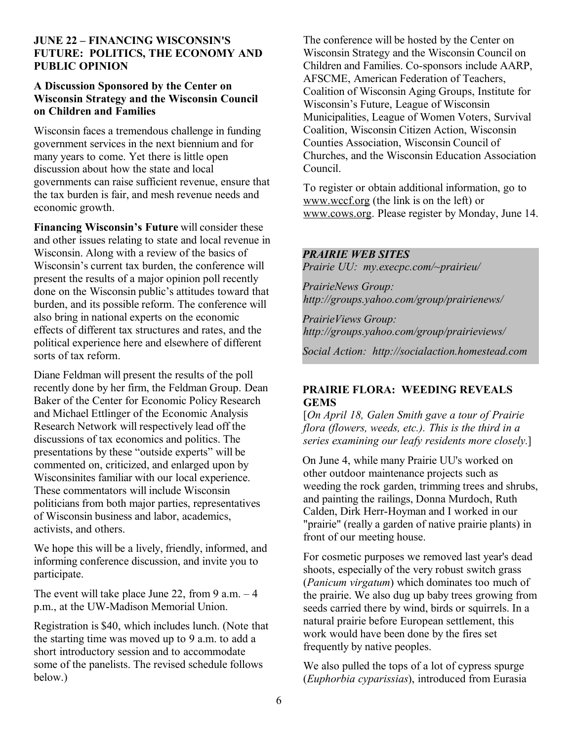### JUNE 22 – FINANCING WISCONSIN'S FUTURE: POLITICS, THE ECONOMY AND PUBLIC OPINION

#### A Discussion Sponsored by the Center on Wisconsin Strategy and the Wisconsin Council on Children and Families

Wisconsin faces a tremendous challenge in funding government services in the next biennium and for many years to come. Yet there is little open discussion about how the state and local governments can raise sufficient revenue, ensure that the tax burden is fair, and mesh revenue needs and economic growth.

**Financing Wisconsin's Future** will consider these and other issues relating to state and local revenue in Wisconsin. Along with a review of the basics of Wisconsin's current tax burden, the conference will present the results of a major opinion poll recently done on the Wisconsin public's attitudes toward that burden, and its possible reform. The conference will also bring in national experts on the economic effects of different tax structures and rates, and the political experience here and elsewhere of different sorts of tax reform.

Diane Feldman will present the results of the poll recently done by her firm, the Feldman Group. Dean Baker of the Center for Economic Policy Research and Michael Ettlinger of the Economic Analysis Research Network will respectively lead off the discussions of tax economics and politics. The presentations by these "outside experts" will be commented on, criticized, and enlarged upon by Wisconsinites familiar with our local experience. These commentators will include Wisconsin politicians from both major parties, representatives of Wisconsin business and labor, academics, activists, and others.

We hope this will be a lively, friendly, informed, and informing conference discussion, and invite you to participate.

The event will take place June 22, from 9 a.m. – 4 p.m., at the UW-Madison Memorial Union.

Registration is $40, which includes lunch. (Note that the starting time was moved up to 9 a.m. to add a short introductory session and to accommodate some of the panelists. The revised schedule follows below.)

The conference will be hosted by the Center on Wisconsin Strategy and the Wisconsin Council on Children and Families. Co-sponsors include AARP, AFSCME, American Federation of Teachers, Coalition of Wisconsin Aging Groups, Institute for Wisconsin's Future, League of Wisconsin Municipalities, League of Women Voters, Survival Coalition, Wisconsin Citizen Action, Wisconsin Counties Association, Wisconsin Council of Churches, and the Wisconsin Education Association Council.

To register or obtain additional information, go to www.wccf.org (the link is on the left) or www.cows.org. Please register by Monday, June 14.

***PRAIRIE WEB SITES***

*Prairie UU: my.execpc.com/~prairieu/*

*PrairieNews Group: http://groups.yahoo.com/group/prairienews/*

*PrairieViews Group: http://groups.yahoo.com/group/prairieviews/*

*Social Action: http://socialaction.homestead.com*

### PRAIRIE FLORA: WEEDING REVEALS GEMS

[*On April 18, Galen Smith gave a tour of Prairie flora (flowers, weeds, etc.). This is the third in a series examining our leafy residents more closely.*]

On June 4, while many Prairie UU's worked on other outdoor maintenance projects such as weeding the rock garden, trimming trees and shrubs, and painting the railings, Donna Murdoch, Ruth Calden, Dirk Herr-Hoyman and I worked in our "prairie" (really a garden of native prairie plants) in front of our meeting house.

For cosmetic purposes we removed last year's dead shoots, especially of the very robust switch grass (*Panicum virgatum*) which dominates too much of the prairie. We also dug up baby trees growing from seeds carried there by wind, birds or squirrels. In a natural prairie before European settlement, this work would have been done by the fires set frequently by native peoples.

We also pulled the tops of a lot of cypress spurge (*Euphorbia cyparissias*), introduced from Eurasia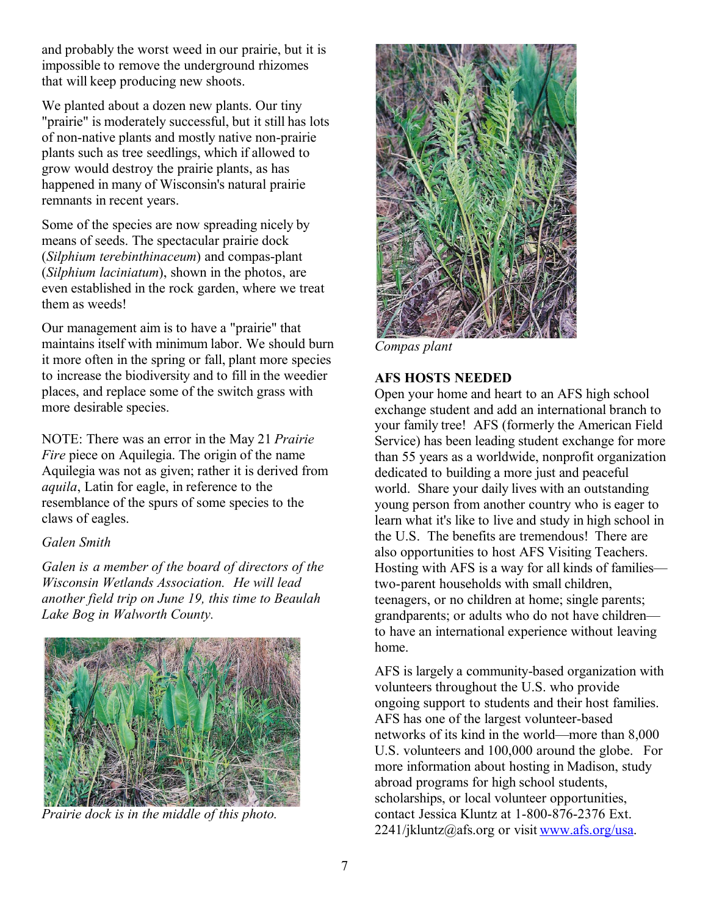and probably the worst weed in our prairie, but it is impossible to remove the underground rhizomes that will keep producing new shoots.

We planted about a dozen new plants. Our tiny "prairie" is moderately successful, but it still has lots of non-native plants and mostly native non-prairie plants such as tree seedlings, which if allowed to grow would destroy the prairie plants, as has happened in many of Wisconsin's natural prairie remnants in recent years.

Some of the species are now spreading nicely by means of seeds. The spectacular prairie dock (*Silphium terebinthinaceum*) and compas-plant (*Silphium laciniatum*), shown in the photos, are even established in the rock garden, where we treat them as weeds!

Our management aim is to have a "prairie" that maintains itself with minimum labor. We should burn it more often in the spring or fall, plant more species to increase the biodiversity and to fill in the weedier places, and replace some of the switch grass with more desirable species.

NOTE: There was an error in the May 21 *Prairie Fire* piece on Aquilegia. The origin of the name Aquilegia was not as given; rather it is derived from *aquila*, Latin for eagle, in reference to the resemblance of the spurs of some species to the claws of eagles.

*Galen Smith*

*Galen is a member of the board of directors of the Wisconsin Wetlands Association. He will lead another field trip on June 19, this time to Beaulah Lake Bog in Walworth County.*

*Prairie dock is in the middle of this photo.*

*Compas plant*

**AFS HOSTS NEEDED**

Open your home and heart to an AFS high school exchange student and add an international branch to your family tree! AFS (formerly the American Field Service) has been leading student exchange for more than 55 years as a worldwide, nonprofit organization dedicated to building a more just and peaceful world. Share your daily lives with an outstanding young person from another country who is eager to learn what it's like to live and study in high school in the U.S. The benefits are tremendous! There are also opportunities to host AFS Visiting Teachers. Hosting with AFS is a way for all kinds of families—two-parent households with small children, teenagers, or no children at home; single parents; grandparents; or adults who do not have children—to have an international experience without leaving home.

AFS is largely a community-based organization with volunteers throughout the U.S. who provide ongoing support to students and their host families. AFS has one of the largest volunteer-based networks of its kind in the world—more than 8,000 U.S. volunteers and 100,000 around the globe. For more information about hosting in Madison, study abroad programs for high school students, scholarships, or local volunteer opportunities, contact Jessica Kluntz at 1-800-876-2376 Ext. 2241/jkluntz@afs.org or visit [www.afs.org/usa](http://www.afs.org/usa).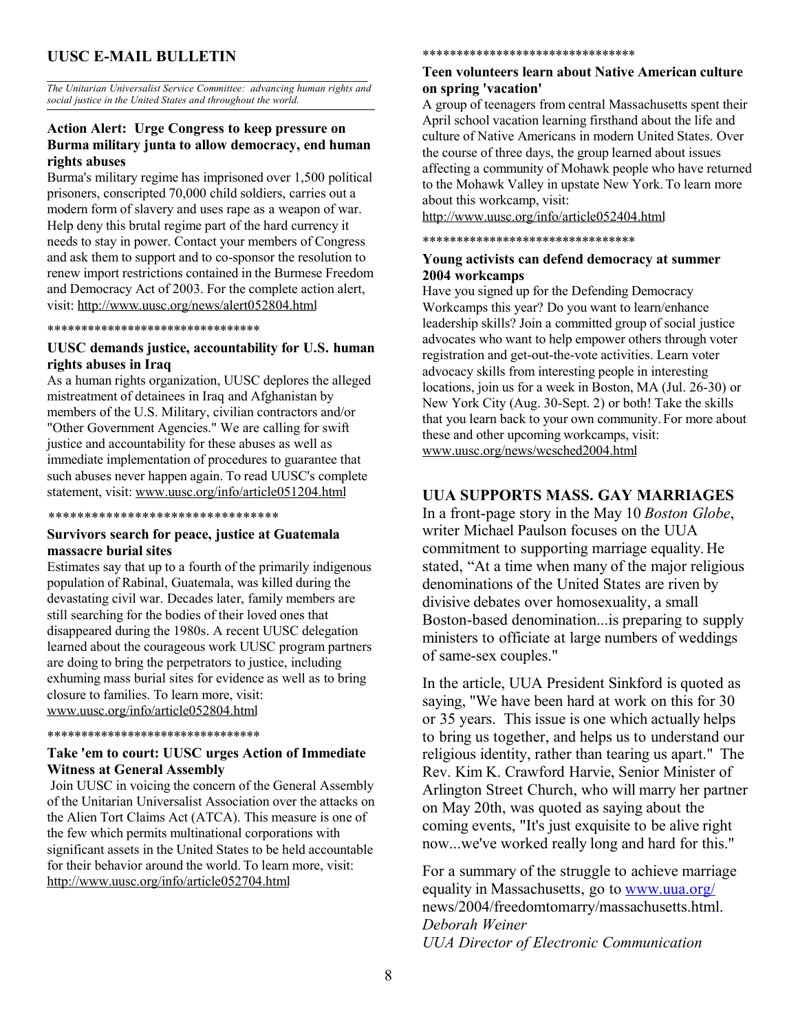## UUSC E-MAIL BULLETIN

*The Unitarian Universalist Service Committee: advancing human rights and social justice in the United States and throughout the world.*

### Action Alert: Urge Congress to keep pressure on Burma military junta to allow democracy, end human rights abuses

Burma's military regime has imprisoned over 1,500 political prisoners, conscripted 70,000 child soldiers, carries out a modern form of slavery and uses rape as a weapon of war. Help deny this brutal regime part of the hard currency it needs to stay in power. Contact your members of Congress and ask them to support and to co-sponsor the resolution to renew import restrictions contained in the Burmese Freedom and Democracy Act of 2003. For the complete action alert, visit: http://www.uusc.org/news/alert052804.html

********************************

### UUSC demands justice, accountability for U.S. human rights abuses in Iraq

As a human rights organization, UUSC deplores the alleged mistreatment of detainees in Iraq and Afghanistan by members of the U.S. Military, civilian contractors and/or "Other Government Agencies." We are calling for swift justice and accountability for these abuses as well as immediate implementation of procedures to guarantee that such abuses never happen again. To read UUSC's complete statement, visit: www.uusc.org/info/article051204.html

********************************

### Survivors search for peace, justice at Guatemala massacre burial sites

Estimates say that up to a fourth of the primarily indigenous population of Rabinal, Guatemala, was killed during the devastating civil war. Decades later, family members are still searching for the bodies of their loved ones that disappeared during the 1980s. A recent UUSC delegation learned about the courageous work UUSC program partners are doing to bring the perpetrators to justice, including exhuming mass burial sites for evidence as well as to bring closure to families. To learn more, visit: www.uusc.org/info/article052804.html

********************************

### Take 'em to court: UUSC urges Action of Immediate Witness at General Assembly

Join UUSC in voicing the concern of the General Assembly of the Unitarian Universalist Association over the attacks on the Alien Tort Claims Act (ATCA). This measure is one of the few which permits multinational corporations with significant assets in the United States to be held accountable for their behavior around the world. To learn more, visit: http://www.uusc.org/info/article052704.html

********************************

### Teen volunteers learn about Native American culture on spring 'vacation'

A group of teenagers from central Massachusetts spent their April school vacation learning firsthand about the life and culture of Native Americans in modern United States. Over the course of three days, the group learned about issues affecting a community of Mohawk people who have returned to the Mohawk Valley in upstate New York. To learn more about this workcamp, visit: http://www.uusc.org/info/article052404.html

********************************

### Young activists can defend democracy at summer 2004 workcamps

Have you signed up for the Defending Democracy Workcamps this year? Do you want to learn/enhance leadership skills? Join a committed group of social justice advocates who want to help empower others through voter registration and get-out-the-vote activities. Learn voter advocacy skills from interesting people in interesting locations, join us for a week in Boston, MA (Jul. 26-30) or New York City (Aug. 30-Sept. 2) or both! Take the skills that you learn back to your own community. For more about these and other upcoming workcamps, visit: www.uusc.org/news/wcsched2004.html

## UUA SUPPORTS MASS. GAY MARRIAGES

In a front-page story in the May 10 *Boston Globe*, writer Michael Paulson focuses on the UUA commitment to supporting marriage equality. He stated, "At a time when many of the major religious denominations of the United States are riven by divisive debates over homosexuality, a small Boston-based denomination...is preparing to supply ministers to officiate at large numbers of weddings of same-sex couples."

In the article, UUA President Sinkford is quoted as saying, "We have been hard at work on this for 30 or 35 years. This issue is one which actually helps to bring us together, and helps us to understand our religious identity, rather than tearing us apart." The Rev. Kim K. Crawford Harvie, Senior Minister of Arlington Street Church, who will marry her partner on May 20th, was quoted as saying about the coming events, "It's just exquisite to be alive right now...we've worked really long and hard for this."

For a summary of the struggle to achieve marriage equality in Massachusetts, go to www.uua.org/news/2004/freedomtomarry/massachusetts.html.

*Deborah Weiner*
*UUA Director of Electronic Communication*